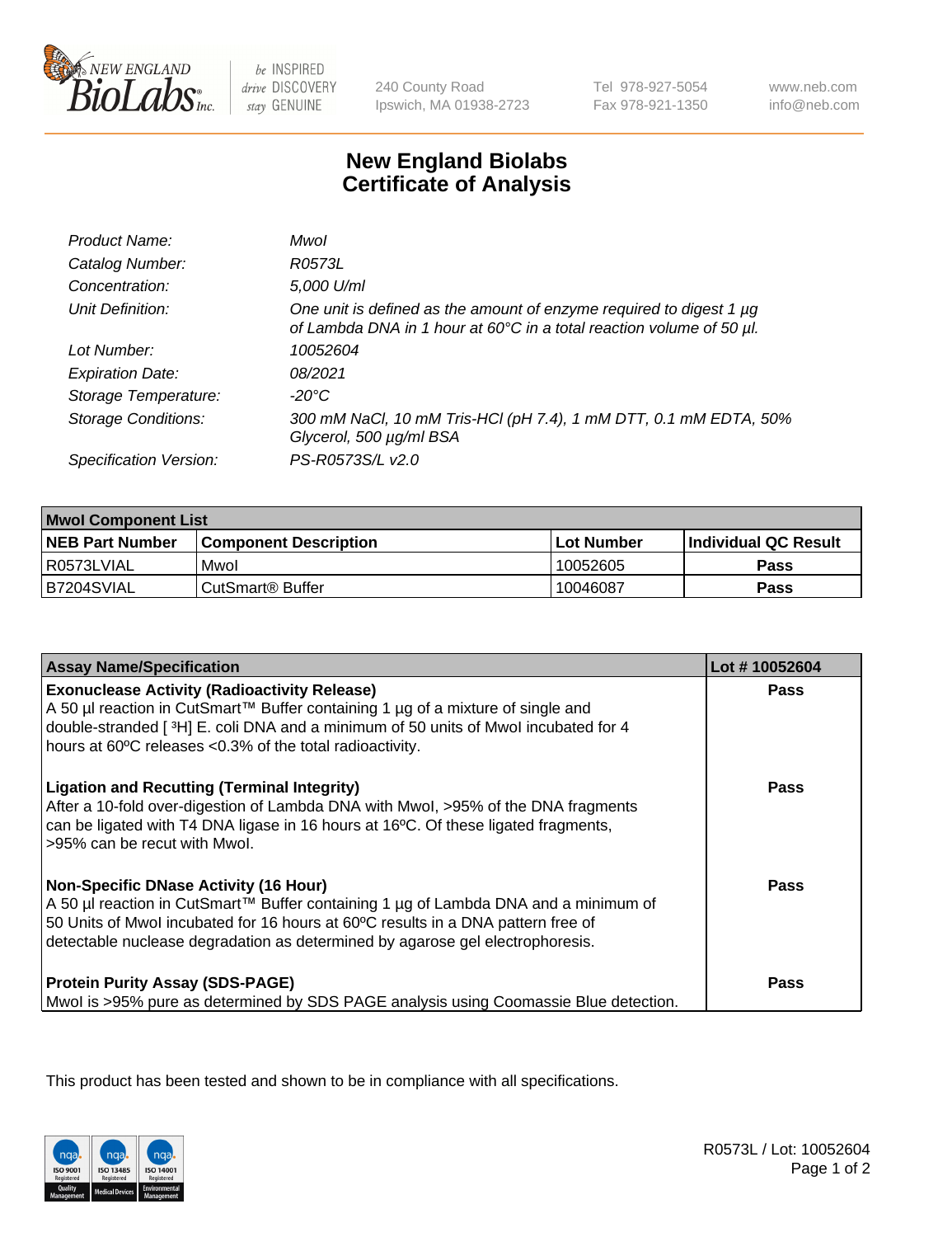New England BioLabs Inc. — be INSPIRED drive DISCOVERY stay GENUINE

240 County Road
Ipswich, MA 01938-2723

Tel 978-927-5054
Fax 978-921-1350

www.neb.com
info@neb.com

# New England Biolabs
# Certificate of Analysis

| | |
|---|---|
| *Product Name:* | *MwoI* |
| *Catalog Number:* | *R0573L* |
| *Concentration:* | *5,000 U/ml* |
| *Unit Definition:* | *One unit is defined as the amount of enzyme required to digest 1 µg of Lambda DNA in 1 hour at 60°C in a total reaction volume of 50 µl.* |
| *Lot Number:* | *10052604* |
| *Expiration Date:* | *08/2021* |
| *Storage Temperature:* | *-20°C* |
| *Storage Conditions:* | *300 mM NaCl, 10 mM Tris-HCl (pH 7.4), 1 mM DTT, 0.1 mM EDTA, 50% Glycerol, 500 µg/ml BSA* |
| *Specification Version:* | *PS-R0573S/L v2.0* |

| **MwoI Component List** | | | |
|---|---|---|---|
| **NEB Part Number** | **Component Description** | **Lot Number** | **Individual QC Result** |
| R0573LVIAL | MwoI | 10052605 | **Pass** |
| B7204SVIAL | CutSmart® Buffer | 10046087 | **Pass** |

| **Assay Name/Specification** | **Lot # 10052604** |
|---|---|
| **Exonuclease Activity (Radioactivity Release)** A 50 µl reaction in CutSmart™ Buffer containing 1 µg of a mixture of single and double-stranded [ $^{3}$H] E. coli DNA and a minimum of 50 units of MwoI incubated for 4 hours at 60ºC releases <0.3% of the total radioactivity. | **Pass** |
| **Ligation and Recutting (Terminal Integrity)** After a 10-fold over-digestion of Lambda DNA with MwoI, >95% of the DNA fragments can be ligated with T4 DNA ligase in 16 hours at 16ºC. Of these ligated fragments, >95% can be recut with MwoI. | **Pass** |
| **Non-Specific DNase Activity (16 Hour)** A 50 µl reaction in CutSmart™ Buffer containing 1 µg of Lambda DNA and a minimum of 50 Units of MwoI incubated for 16 hours at 60ºC results in a DNA pattern free of detectable nuclease degradation as determined by agarose gel electrophoresis. | **Pass** |
| **Protein Purity Assay (SDS-PAGE)** MwoI is >95% pure as determined by SDS PAGE analysis using Coomassie Blue detection. | **Pass** |

This product has been tested and shown to be in compliance with all specifications.

R0573L / Lot: 10052604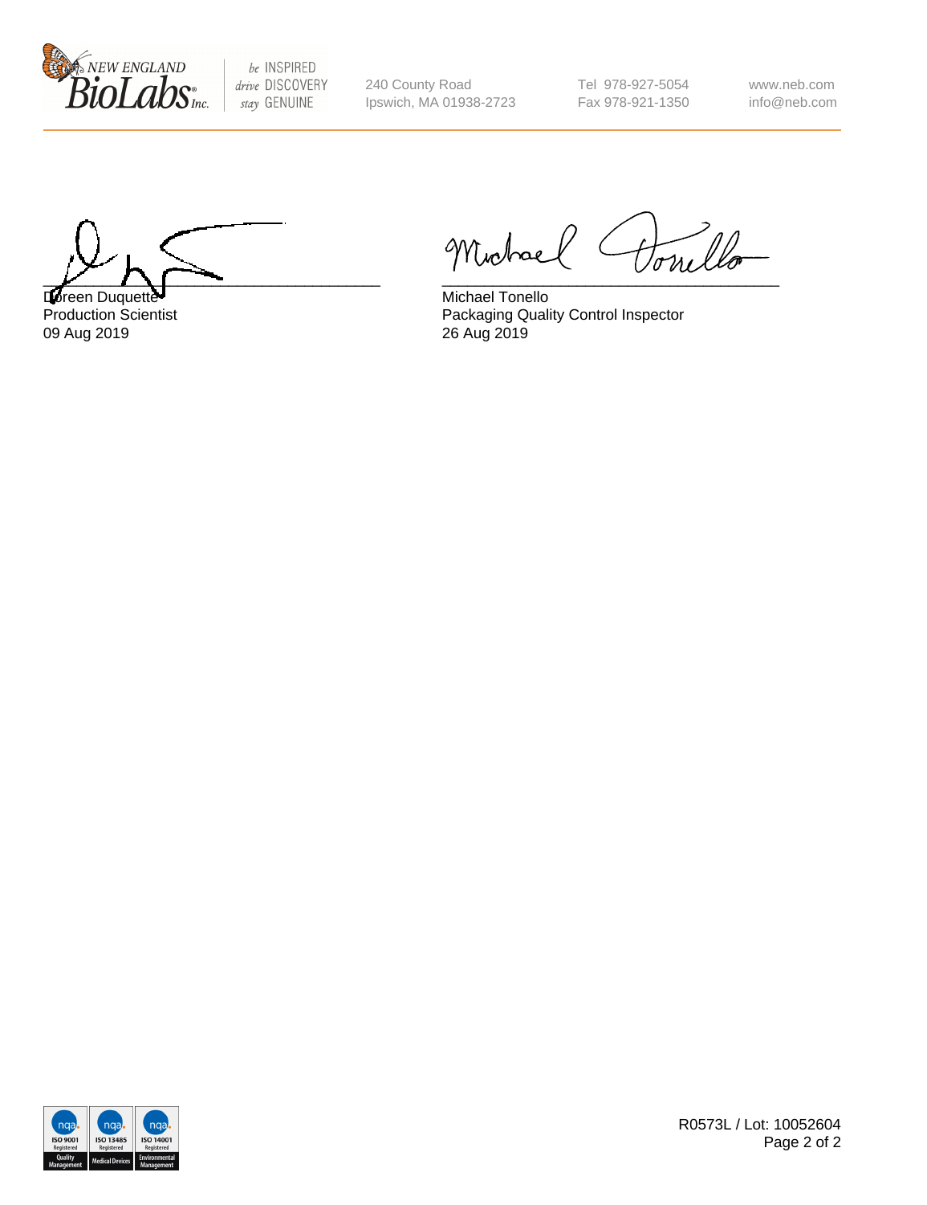New England BioLabs Inc. — be INSPIRED drive DISCOVERY stay GENUINE

240 County Road
Ipswich, MA 01938-2723

Tel 978-927-5054
Fax 978-921-1350

www.neb.com
info@neb.com

Doreen Duquette
Production Scientist
09 Aug 2019

Michael Tonello
Packaging Quality Control Inspector
26 Aug 2019

R0573L / Lot: 10052604